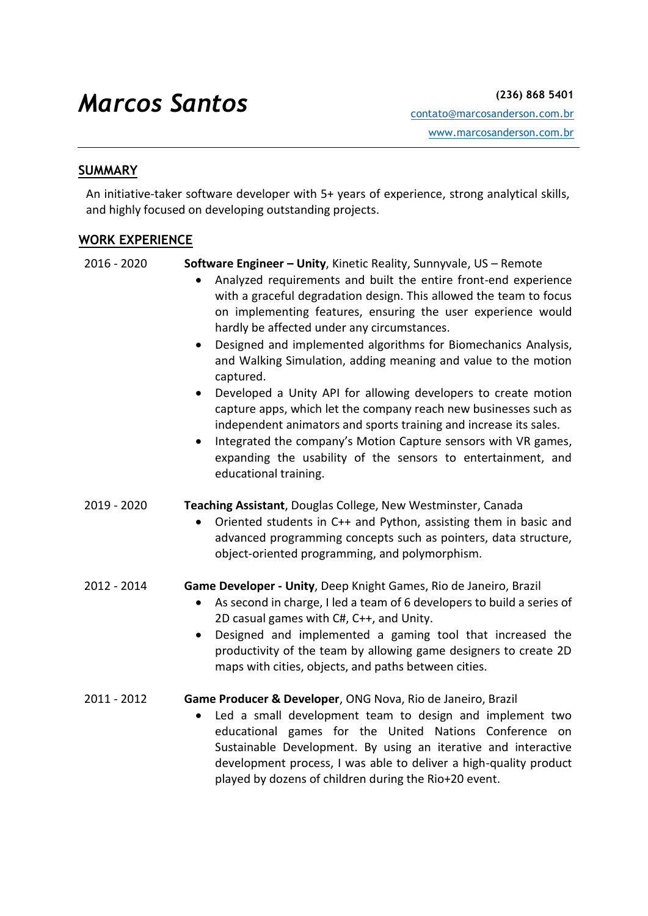# *Marcos Santos*

**(236) 868 5401**
contato@marcosanderson.com.br
www.marcosanderson.com.br

## SUMMARY

An initiative-taker software developer with 5+ years of experience, strong analytical skills, and highly focused on developing outstanding projects.

## WORK EXPERIENCE

2016 - 2020 **Software Engineer – Unity**, Kinetic Reality, Sunnyvale, US – Remote

- Analyzed requirements and built the entire front-end experience with a graceful degradation design. This allowed the team to focus on implementing features, ensuring the user experience would hardly be affected under any circumstances.
- Designed and implemented algorithms for Biomechanics Analysis, and Walking Simulation, adding meaning and value to the motion captured.
- Developed a Unity API for allowing developers to create motion capture apps, which let the company reach new businesses such as independent animators and sports training and increase its sales.
- Integrated the company's Motion Capture sensors with VR games, expanding the usability of the sensors to entertainment, and educational training.

2019 - 2020 **Teaching Assistant**, Douglas College, New Westminster, Canada

- Oriented students in C++ and Python, assisting them in basic and advanced programming concepts such as pointers, data structure, object-oriented programming, and polymorphism.

2012 - 2014 **Game Developer - Unity**, Deep Knight Games, Rio de Janeiro, Brazil

- As second in charge, I led a team of 6 developers to build a series of 2D casual games with C#, C++, and Unity.
- Designed and implemented a gaming tool that increased the productivity of the team by allowing game designers to create 2D maps with cities, objects, and paths between cities.

2011 - 2012 **Game Producer & Developer**, ONG Nova, Rio de Janeiro, Brazil

- Led a small development team to design and implement two educational games for the United Nations Conference on Sustainable Development. By using an iterative and interactive development process, I was able to deliver a high-quality product played by dozens of children during the Rio+20 event.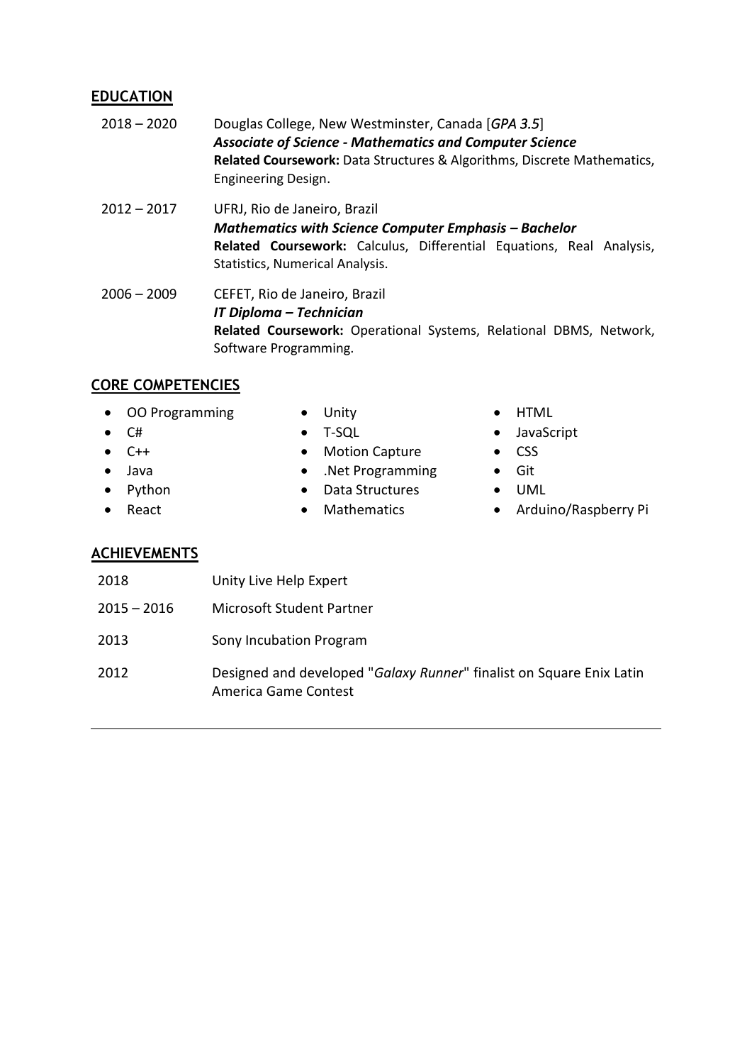## EDUCATION

2018 – 2020 Douglas College, New Westminster, Canada [*GPA 3.5*]
***Associate of Science - Mathematics and Computer Science***
**Related Coursework:** Data Structures & Algorithms, Discrete Mathematics, Engineering Design.

2012 – 2017 UFRJ, Rio de Janeiro, Brazil
***Mathematics with Science Computer Emphasis – Bachelor***
**Related Coursework:** Calculus, Differential Equations, Real Analysis, Statistics, Numerical Analysis.

2006 – 2009 CEFET, Rio de Janeiro, Brazil
***IT Diploma – Technician***
**Related Coursework:** Operational Systems, Relational DBMS, Network, Software Programming.

## CORE COMPETENCIES

- OO Programming
- C#
- C++
- Java
- Python
- React
- Unity
- T-SQL
- Motion Capture
- .Net Programming
- Data Structures
- Mathematics
- HTML
- JavaScript
- CSS
- Git
- UML
- Arduino/Raspberry Pi

## ACHIEVEMENTS

2018 Unity Live Help Expert

2015 – 2016 Microsoft Student Partner

2013 Sony Incubation Program

2012 Designed and developed "*Galaxy Runner*" finalist on Square Enix Latin America Game Contest